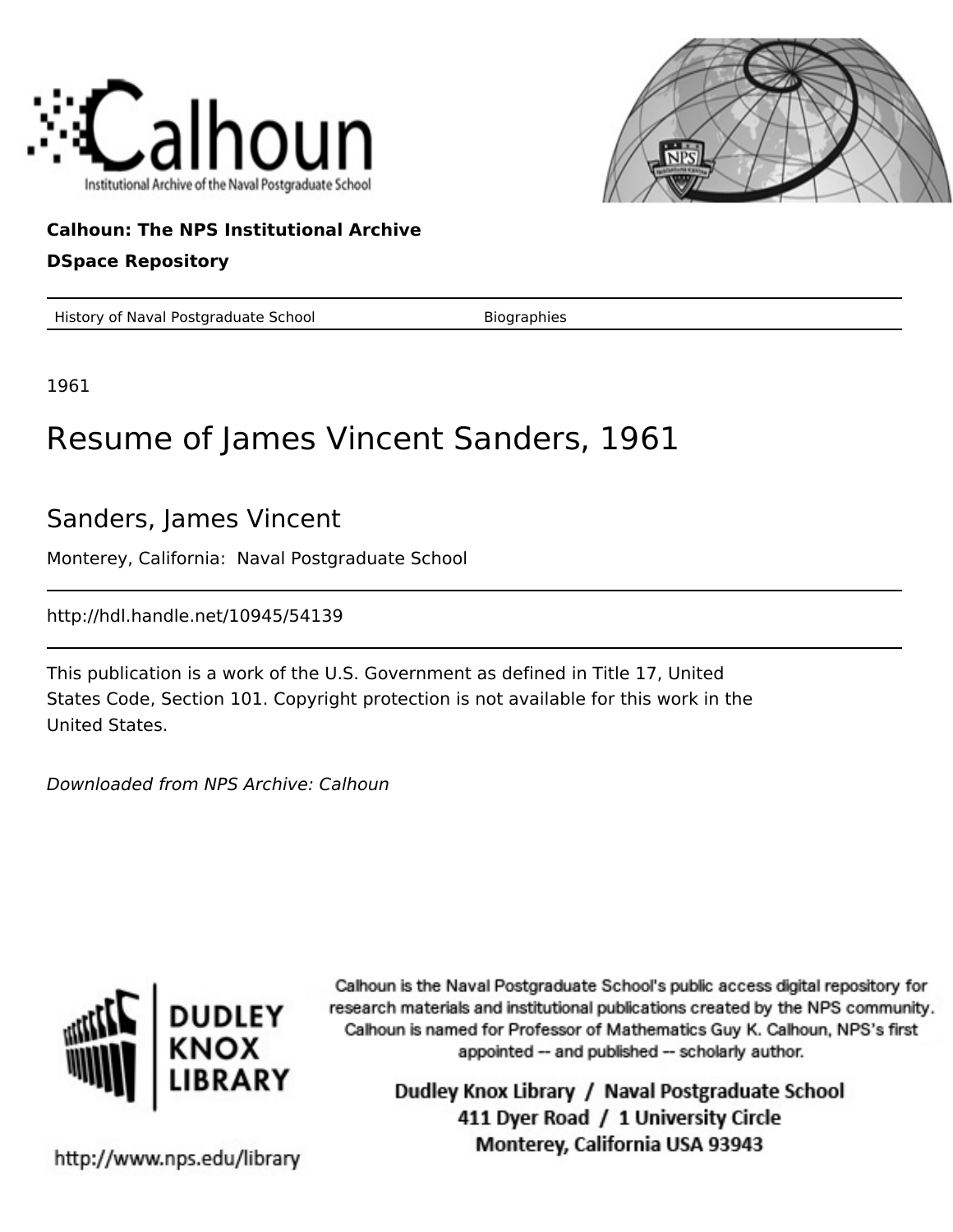Calhoun: The NPS Institutional Archive

DSpace Repository

History of Naval Postgraduate School — Biographies

1961

# Resume of James Vincent Sanders, 1961

## Sanders, James Vincent

Monterey, California: Naval Postgraduate School

http://hdl.handle.net/10945/54139

This publication is a work of the U.S. Government as defined in Title 17, United States Code, Section 101. Copyright protection is not available for this work in the United States.

*Downloaded from NPS Archive: Calhoun*

Calhoun is the Naval Postgraduate School's public access digital repository for research materials and institutional publications created by the NPS community. Calhoun is named for Professor of Mathematics Guy K. Calhoun, NPS's first appointed -- and published -- scholarly author.

Dudley Knox Library / Naval Postgraduate School
411 Dyer Road / 1 University Circle
Monterey, California USA 93943

http://www.nps.edu/library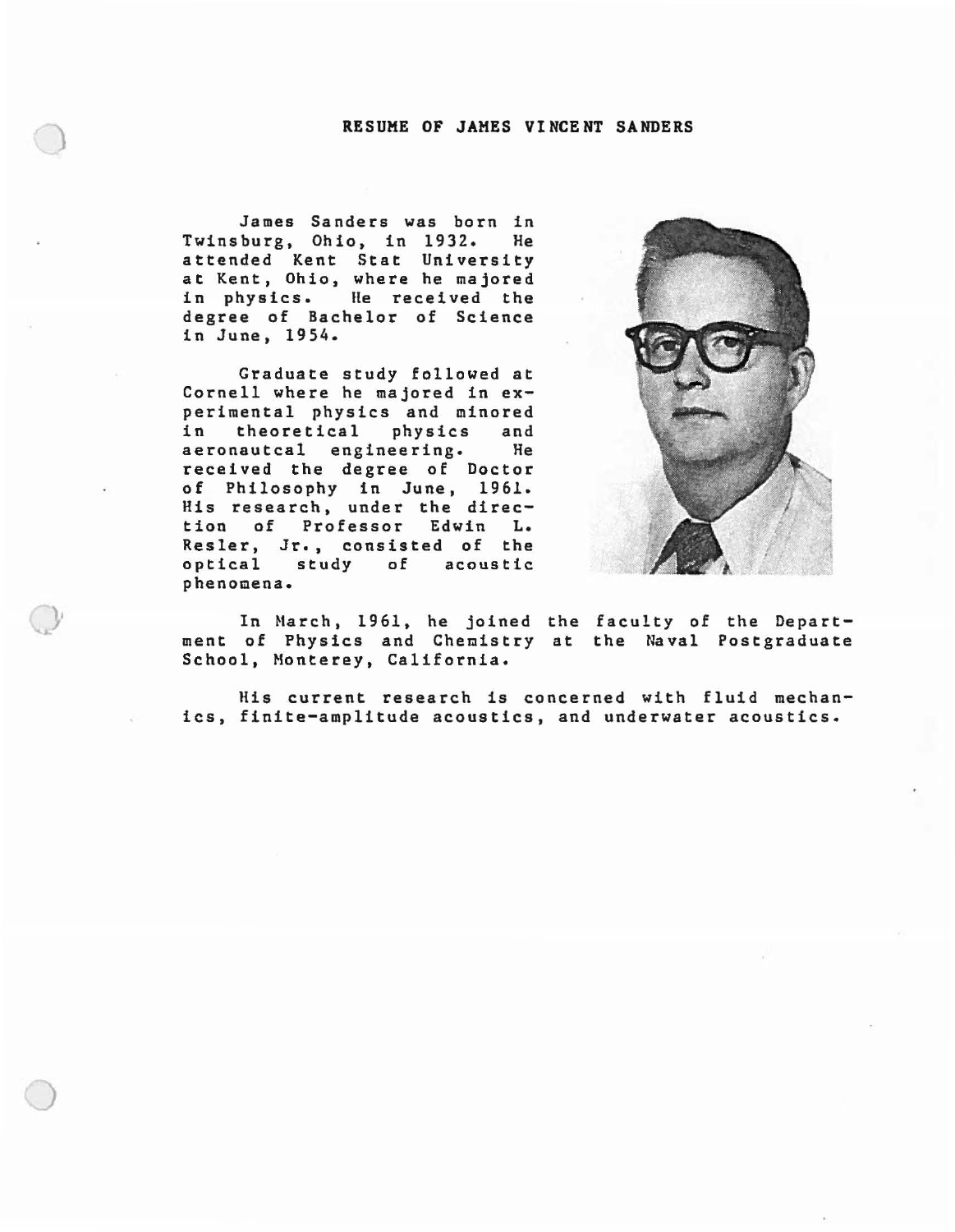# RESUME OF JAMES VINCENT SANDERS

James Sanders was born in Twinsburg, Ohio, in 1932. He attended Kent Stat University at Kent, Ohio, where he majored in physics. He received the degree of Bachelor of Science in June, 1954.

Graduate study followed at Cornell where he majored in experimental physics and minored in theoretical physics and aeronautcal engineering. He received the degree of Doctor of Philosophy in June, 1961. His research, under the direction of Professor Edwin L. Resler, Jr., consisted of the optical study of acoustic phenomena.

In March, 1961, he joined the faculty of the Department of Physics and Chemistry at the Naval Postgraduate School, Monterey, California.

His current research is concerned with fluid mechanics, finite-amplitude acoustics, and underwater acoustics.